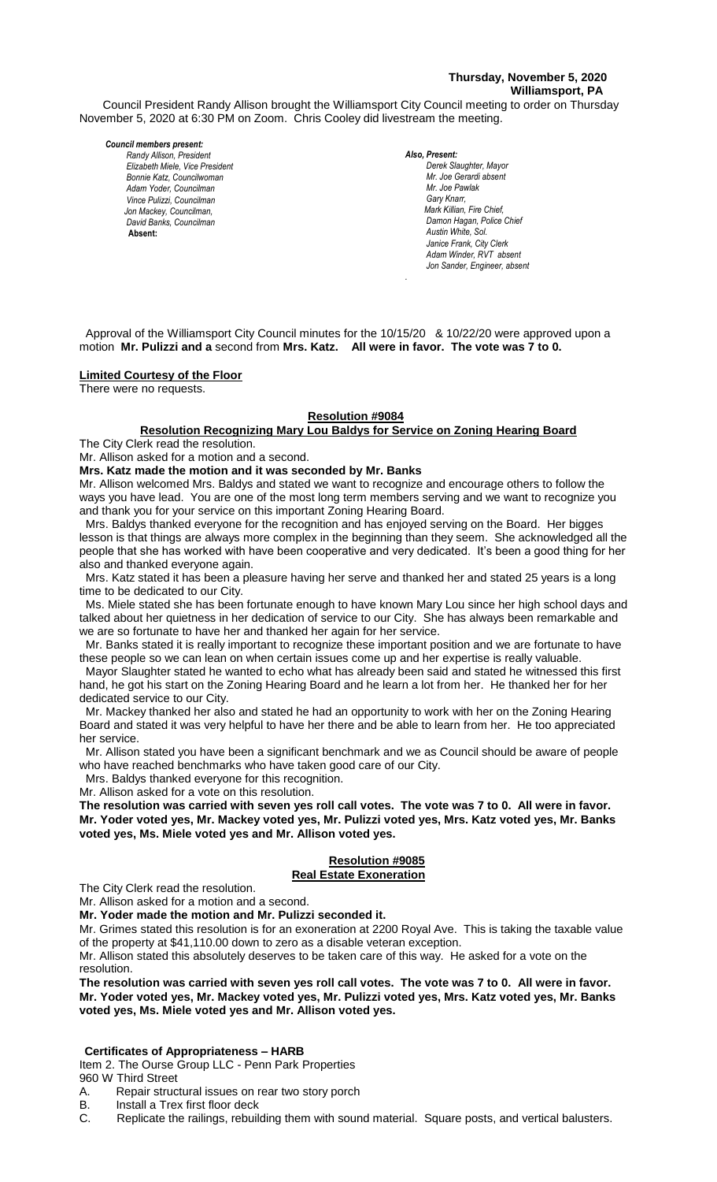**Thursday, November 5, 2020**
**Williamsport, PA**

Council President Randy Allison brought the Williamsport City Council meeting to order on Thursday November 5, 2020 at 6:30 PM on Zoom. Chris Cooley did livestream the meeting.

*Council members present:*
*Randy Allison, President*
*Elizabeth Miele, Vice President*
*Bonnie Katz, Councilwoman*
*Adam Yoder, Councilman*
*Vince Pulizzi, Councilman*
*Jon Mackey, Councilman,*
*David Banks, Councilman*
**Absent:**

*Also, Present:*
*Derek Slaughter, Mayor*
*Mr. Joe Gerardi absent*
*Mr. Joe Pawlak*
*Gary Knarr,*
*Mark Killian, Fire Chief,*
*Damon Hagan, Police Chief*
*Austin White, Sol.*
*Janice Frank, City Clerk*
*Adam Winder, RVT absent*
*Jon Sander, Engineer, absent*

Approval of the Williamsport City Council minutes for the 10/15/20 & 10/22/20 were approved upon a motion **Mr. Pulizzi and a** second from **Mrs. Katz. All were in favor. The vote was 7 to 0.**

**Limited Courtesy of the Floor**

There were no requests.

**Resolution #9084**

**Resolution Recognizing Mary Lou Baldys for Service on Zoning Hearing Board**

The City Clerk read the resolution.

Mr. Allison asked for a motion and a second.

**Mrs. Katz made the motion and it was seconded by Mr. Banks**

Mr. Allison welcomed Mrs. Baldys and stated we want to recognize and encourage others to follow the ways you have lead. You are one of the most long term members serving and we want to recognize you and thank you for your service on this important Zoning Hearing Board.

Mrs. Baldys thanked everyone for the recognition and has enjoyed serving on the Board. Her bigges lesson is that things are always more complex in the beginning than they seem. She acknowledged all the people that she has worked with have been cooperative and very dedicated. It's been a good thing for her also and thanked everyone again.

Mrs. Katz stated it has been a pleasure having her serve and thanked her and stated 25 years is a long time to be dedicated to our City.

Ms. Miele stated she has been fortunate enough to have known Mary Lou since her high school days and talked about her quietness in her dedication of service to our City. She has always been remarkable and we are so fortunate to have her and thanked her again for her service.

Mr. Banks stated it is really important to recognize these important position and we are fortunate to have these people so we can lean on when certain issues come up and her expertise is really valuable.

Mayor Slaughter stated he wanted to echo what has already been said and stated he witnessed this first hand, he got his start on the Zoning Hearing Board and he learn a lot from her. He thanked her for her dedicated service to our City.

Mr. Mackey thanked her also and stated he had an opportunity to work with her on the Zoning Hearing Board and stated it was very helpful to have her there and be able to learn from her. He too appreciated her service.

Mr. Allison stated you have been a significant benchmark and we as Council should be aware of people who have reached benchmarks who have taken good care of our City.

Mrs. Baldys thanked everyone for this recognition.

Mr. Allison asked for a vote on this resolution.

**The resolution was carried with seven yes roll call votes. The vote was 7 to 0. All were in favor. Mr. Yoder voted yes, Mr. Mackey voted yes, Mr. Pulizzi voted yes, Mrs. Katz voted yes, Mr. Banks voted yes, Ms. Miele voted yes and Mr. Allison voted yes.**

**Resolution #9085**

**Real Estate Exoneration**

The City Clerk read the resolution.

Mr. Allison asked for a motion and a second.

**Mr. Yoder made the motion and Mr. Pulizzi seconded it.**

Mr. Grimes stated this resolution is for an exoneration at 2200 Royal Ave. This is taking the taxable value of the property at $41,110.00 down to zero as a disable veteran exception.

Mr. Allison stated this absolutely deserves to be taken care of this way. He asked for a vote on the resolution.

**The resolution was carried with seven yes roll call votes. The vote was 7 to 0. All were in favor. Mr. Yoder voted yes, Mr. Mackey voted yes, Mr. Pulizzi voted yes, Mrs. Katz voted yes, Mr. Banks voted yes, Ms. Miele voted yes and Mr. Allison voted yes.**

**Certificates of Appropriateness – HARB**

Item 2. The Ourse Group LLC - Penn Park Properties
960 W Third Street

A. Repair structural issues on rear two story porch
B. Install a Trex first floor deck
C. Replicate the railings, rebuilding them with sound material. Square posts, and vertical balusters.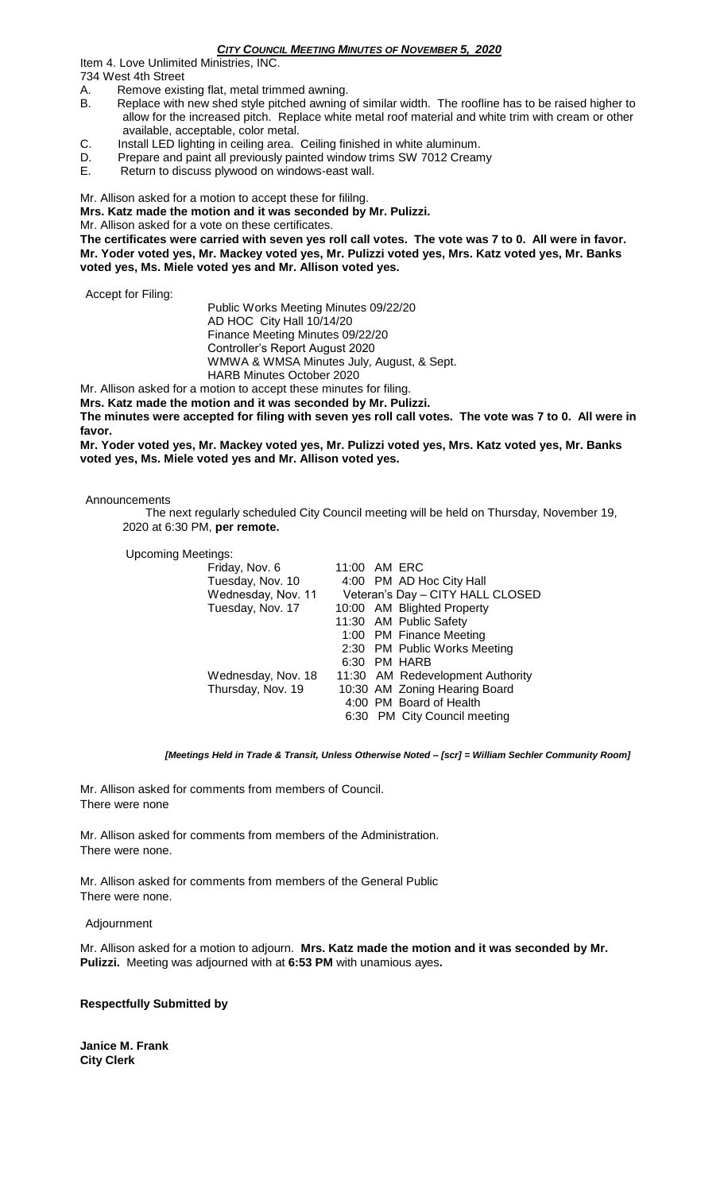Item 4. Love Unlimited Ministries, INC.
734 West 4th Street

A. Remove existing flat, metal trimmed awning.
B. Replace with new shed style pitched awning of similar width. The roofline has to be raised higher to allow for the increased pitch. Replace white metal roof material and white trim with cream or other available, acceptable, color metal.
C. Install LED lighting in ceiling area. Ceiling finished in white aluminum.
D. Prepare and paint all previously painted window trims SW 7012 Creamy
E. Return to discuss plywood on windows-east wall.

Mr. Allison asked for a motion to accept these for fililng.

**Mrs. Katz made the motion and it was seconded by Mr. Pulizzi.**

Mr. Allison asked for a vote on these certificates.

**The certificates were carried with seven yes roll call votes. The vote was 7 to 0. All were in favor. Mr. Yoder voted yes, Mr. Mackey voted yes, Mr. Pulizzi voted yes, Mrs. Katz voted yes, Mr. Banks voted yes, Ms. Miele voted yes and Mr. Allison voted yes.**

Accept for Filing:

Public Works Meeting Minutes 09/22/20
AD HOC City Hall 10/14/20
Finance Meeting Minutes 09/22/20
Controller's Report August 2020
WMWA & WMSA Minutes July, August, & Sept.
HARB Minutes October 2020

Mr. Allison asked for a motion to accept these minutes for filing.

**Mrs. Katz made the motion and it was seconded by Mr. Pulizzi.**

**The minutes were accepted for filing with seven yes roll call votes. The vote was 7 to 0. All were in favor.**

**Mr. Yoder voted yes, Mr. Mackey voted yes, Mr. Pulizzi voted yes, Mrs. Katz voted yes, Mr. Banks voted yes, Ms. Miele voted yes and Mr. Allison voted yes.**

Announcements

The next regularly scheduled City Council meeting will be held on Thursday, November 19, 2020 at 6:30 PM, **per remote.**

Upcoming Meetings:

| | | |
|---|---|---|
| Friday, Nov. 6 | 11:00 AM | ERC |
| Tuesday, Nov. 10 | 4:00 PM | AD Hoc City Hall |
| Wednesday, Nov. 11 | Veteran's Day – CITY HALL CLOSED | |
| Tuesday, Nov. 17 | 10:00 AM | Blighted Property |
| | 11:30 AM | Public Safety |
| | 1:00 PM | Finance Meeting |
| | 2:30 PM | Public Works Meeting |
| | 6:30 PM | HARB |
| Wednesday, Nov. 18 | 11:30 AM | Redevelopment Authority |
| Thursday, Nov. 19 | 10:30 AM | Zoning Hearing Board |
| | 4:00 PM | Board of Health |
| | 6:30 PM | City Council meeting |

***[Meetings Held in Trade & Transit, Unless Otherwise Noted – [scr] = William Sechler Community Room]***

Mr. Allison asked for comments from members of Council.
There were none

Mr. Allison asked for comments from members of the Administration.
There were none.

Mr. Allison asked for comments from members of the General Public
There were none.

Adjournment

Mr. Allison asked for a motion to adjourn. **Mrs. Katz made the motion and it was seconded by Mr. Pulizzi.** Meeting was adjourned with at **6:53 PM** with unamious ayes**.**

**Respectfully Submitted by**

**Janice M. Frank**
**City Clerk**